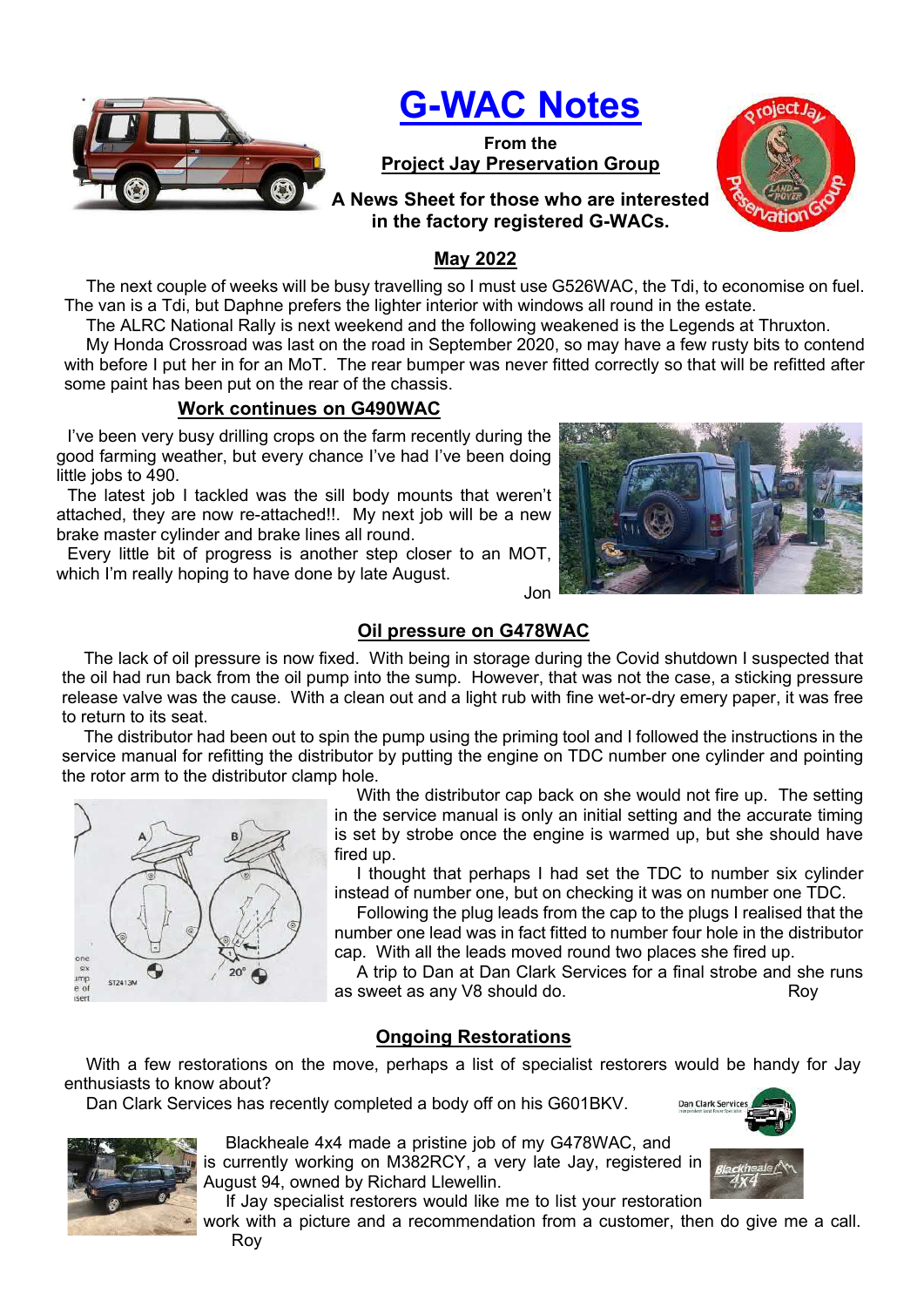# G-WAC Notes

**From the**
**Project Jay Preservation Group**

**A News Sheet for those who are interested in the factory registered G-WACs.**

## May 2022

The next couple of weeks will be busy travelling so I must use G526WAC, the Tdi, to economise on fuel. The van is a Tdi, but Daphne prefers the lighter interior with windows all round in the estate.

The ALRC National Rally is next weekend and the following weakened is the Legends at Thruxton.

My Honda Crossroad was last on the road in September 2020, so may have a few rusty bits to contend with before I put her in for an MoT. The rear bumper was never fitted correctly so that will be refitted after some paint has been put on the rear of the chassis.

## Work continues on G490WAC

I've been very busy drilling crops on the farm recently during the good farming weather, but every chance I've had I've been doing little jobs to 490.

The latest job I tackled was the sill body mounts that weren't attached, they are now re-attached!!. My next job will be a new brake master cylinder and brake lines all round.

Every little bit of progress is another step closer to an MOT, which I'm really hoping to have done by late August.

Jon

## Oil pressure on G478WAC

The lack of oil pressure is now fixed. With being in storage during the Covid shutdown I suspected that the oil had run back from the oil pump into the sump. However, that was not the case, a sticking pressure release valve was the cause. With a clean out and a light rub with fine wet-or-dry emery paper, it was free to return to its seat.

The distributor had been out to spin the pump using the priming tool and I followed the instructions in the service manual for refitting the distributor by putting the engine on TDC number one cylinder and pointing the rotor arm to the distributor clamp hole.

With the distributor cap back on she would not fire up. The setting in the service manual is only an initial setting and the accurate timing is set by strobe once the engine is warmed up, but she should have fired up.

I thought that perhaps I had set the TDC to number six cylinder instead of number one, but on checking it was on number one TDC.

Following the plug leads from the cap to the plugs I realised that the number one lead was in fact fitted to number four hole in the distributor cap. With all the leads moved round two places she fired up.

A trip to Dan at Dan Clark Services for a final strobe and she runs as sweet as any V8 should do.

Roy

## Ongoing Restorations

With a few restorations on the move, perhaps a list of specialist restorers would be handy for Jay enthusiasts to know about?

Dan Clark Services has recently completed a body off on his G601BKV.

Blackheale 4x4 made a pristine job of my G478WAC, and is currently working on M382RCY, a very late Jay, registered in August 94, owned by Richard Llewellin.

If Jay specialist restorers would like me to list your restoration work with a picture and a recommendation from a customer, then do give me a call.

Roy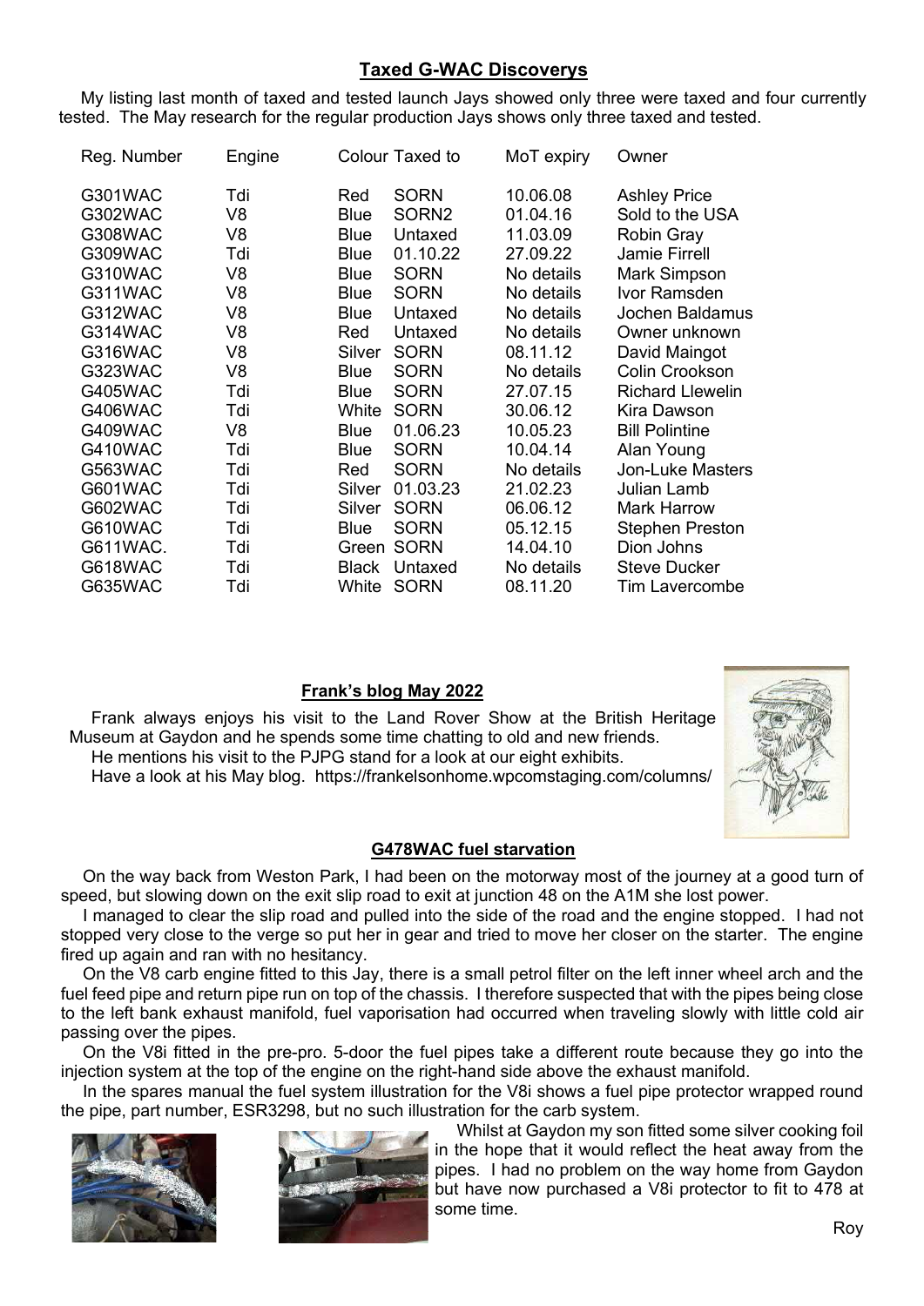## Taxed G-WAC Discoverys

My listing last month of taxed and tested launch Jays showed only three were taxed and four currently tested. The May research for the regular production Jays shows only three taxed and tested.

| Reg. Number | Engine | Colour | Taxed to | MoT expiry | Owner |
|---|---|---|---|---|---|
| G301WAC | Tdi | Red | SORN | 10.06.08 | Ashley Price |
| G302WAC | V8 | Blue | SORN2 | 01.04.16 | Sold to the USA |
| G308WAC | V8 | Blue | Untaxed | 11.03.09 | Robin Gray |
| G309WAC | Tdi | Blue | 01.10.22 | 27.09.22 | Jamie Firrell |
| G310WAC | V8 | Blue | SORN | No details | Mark Simpson |
| G311WAC | V8 | Blue | SORN | No details | Ivor Ramsden |
| G312WAC | V8 | Blue | Untaxed | No details | Jochen Baldamus |
| G314WAC | V8 | Red | Untaxed | No details | Owner unknown |
| G316WAC | V8 | Silver | SORN | 08.11.12 | David Maingot |
| G323WAC | V8 | Blue | SORN | No details | Colin Crookson |
| G405WAC | Tdi | Blue | SORN | 27.07.15 | Richard Llewelin |
| G406WAC | Tdi | White | SORN | 30.06.12 | Kira Dawson |
| G409WAC | V8 | Blue | 01.06.23 | 10.05.23 | Bill Polintine |
| G410WAC | Tdi | Blue | SORN | 10.04.14 | Alan Young |
| G563WAC | Tdi | Red | SORN | No details | Jon-Luke Masters |
| G601WAC | Tdi | Silver | 01.03.23 | 21.02.23 | Julian Lamb |
| G602WAC | Tdi | Silver | SORN | 06.06.12 | Mark Harrow |
| G610WAC | Tdi | Blue | SORN | 05.12.15 | Stephen Preston |
| G611WAC. | Tdi | Green | SORN | 14.04.10 | Dion Johns |
| G618WAC | Tdi | Black | Untaxed | No details | Steve Ducker |
| G635WAC | Tdi | White | SORN | 08.11.20 | Tim Lavercombe |

## Frank's blog May 2022

Frank always enjoys his visit to the Land Rover Show at the British Heritage Museum at Gaydon and he spends some time chatting to old and new friends.

He mentions his visit to the PJPG stand for a look at our eight exhibits.

Have a look at his May blog. https://frankelsonhome.wpcomstaging.com/columns/

## G478WAC fuel starvation

On the way back from Weston Park, I had been on the motorway most of the journey at a good turn of speed, but slowing down on the exit slip road to exit at junction 48 on the A1M she lost power.

I managed to clear the slip road and pulled into the side of the road and the engine stopped. I had not stopped very close to the verge so put her in gear and tried to move her closer on the starter. The engine fired up again and ran with no hesitancy.

On the V8 carb engine fitted to this Jay, there is a small petrol filter on the left inner wheel arch and the fuel feed pipe and return pipe run on top of the chassis. I therefore suspected that with the pipes being close to the left bank exhaust manifold, fuel vaporisation had occurred when traveling slowly with little cold air passing over the pipes.

On the V8i fitted in the pre-pro. 5-door the fuel pipes take a different route because they go into the injection system at the top of the engine on the right-hand side above the exhaust manifold.

In the spares manual the fuel system illustration for the V8i shows a fuel pipe protector wrapped round the pipe, part number, ESR3298, but no such illustration for the carb system.

Whilst at Gaydon my son fitted some silver cooking foil in the hope that it would reflect the heat away from the pipes. I had no problem on the way home from Gaydon but have now purchased a V8i protector to fit to 478 at some time.

Roy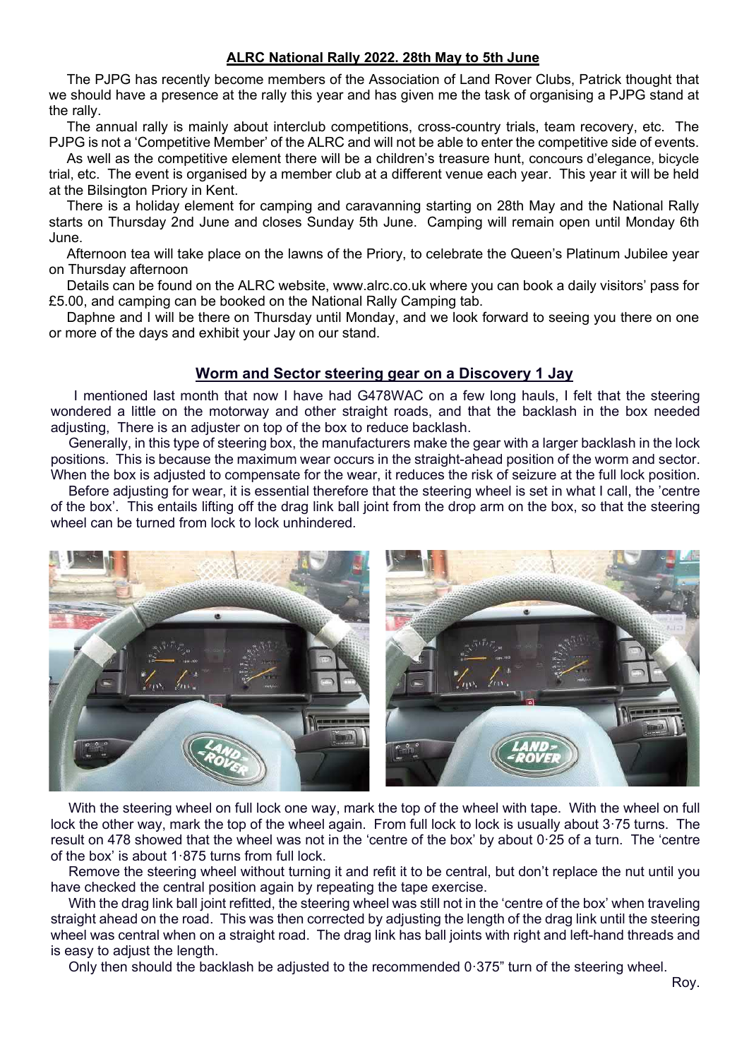## ALRC National Rally 2022. 28th May to 5th June

The PJPG has recently become members of the Association of Land Rover Clubs, Patrick thought that we should have a presence at the rally this year and has given me the task of organising a PJPG stand at the rally.

The annual rally is mainly about interclub competitions, cross-country trials, team recovery, etc. The PJPG is not a 'Competitive Member' of the ALRC and will not be able to enter the competitive side of events.

As well as the competitive element there will be a children's treasure hunt, concours d'elegance, bicycle trial, etc. The event is organised by a member club at a different venue each year. This year it will be held at the Bilsington Priory in Kent.

There is a holiday element for camping and caravanning starting on 28th May and the National Rally starts on Thursday 2nd June and closes Sunday 5th June. Camping will remain open until Monday 6th June.

Afternoon tea will take place on the lawns of the Priory, to celebrate the Queen's Platinum Jubilee year on Thursday afternoon

Details can be found on the ALRC website, www.alrc.co.uk where you can book a daily visitors' pass for £5.00, and camping can be booked on the National Rally Camping tab.

Daphne and I will be there on Thursday until Monday, and we look forward to seeing you there on one or more of the days and exhibit your Jay on our stand.

## Worm and Sector steering gear on a Discovery 1 Jay

I mentioned last month that now I have had G478WAC on a few long hauls, I felt that the steering wondered a little on the motorway and other straight roads, and that the backlash in the box needed adjusting, There is an adjuster on top of the box to reduce backlash.

Generally, in this type of steering box, the manufacturers make the gear with a larger backlash in the lock positions. This is because the maximum wear occurs in the straight-ahead position of the worm and sector. When the box is adjusted to compensate for the wear, it reduces the risk of seizure at the full lock position.

Before adjusting for wear, it is essential therefore that the steering wheel is set in what I call, the 'centre of the box'. This entails lifting off the drag link ball joint from the drop arm on the box, so that the steering wheel can be turned from lock to lock unhindered.

With the steering wheel on full lock one way, mark the top of the wheel with tape. With the wheel on full lock the other way, mark the top of the wheel again. From full lock to lock is usually about 3·75 turns. The result on 478 showed that the wheel was not in the 'centre of the box' by about 0·25 of a turn. The 'centre of the box' is about 1·875 turns from full lock.

Remove the steering wheel without turning it and refit it to be central, but don't replace the nut until you have checked the central position again by repeating the tape exercise.

With the drag link ball joint refitted, the steering wheel was still not in the 'centre of the box' when traveling straight ahead on the road. This was then corrected by adjusting the length of the drag link until the steering wheel was central when on a straight road. The drag link has ball joints with right and left-hand threads and is easy to adjust the length.

Only then should the backlash be adjusted to the recommended 0·375" turn of the steering wheel.

Roy.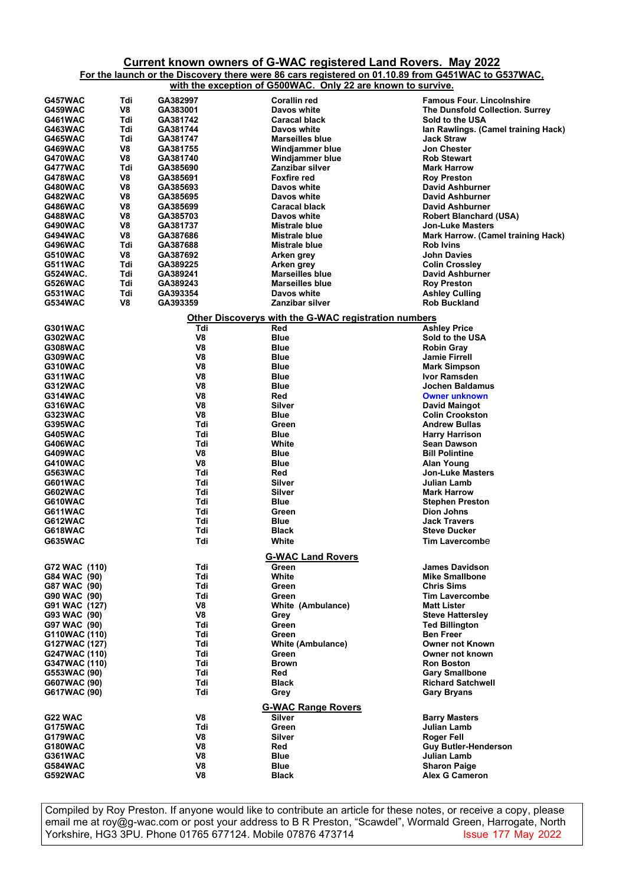# Current known owners of G-WAC registered Land Rovers. May 2022

**For the launch or the Discovery there were 86 cars registered on 01.10.89 from G451WAC to G537WAC, with the exception of G500WAC. Only 22 are known to survive.**

| | | | | |
|---|---|---|---|---|
| G457WAC | Tdi | GA382997 | Corallin red | Famous Four. Lincolnshire |
| G459WAC | V8 | GA383001 | Davos white | The Dunsfold Collection. Surrey |
| G461WAC | Tdi | GA381742 | Caracal black | Sold to the USA |
| G463WAC | Tdi | GA381744 | Davos white | Ian Rawlings. (Camel training Hack) |
| G465WAC | Tdi | GA381747 | Marseilles blue | Jack Straw |
| G469WAC | V8 | GA381755 | Windjammer blue | Jon Chester |
| G470WAC | V8 | GA381740 | Windjammer blue | Rob Stewart |
| G477WAC | Tdi | GA385690 | Zanzibar silver | Mark Harrow |
| G478WAC | V8 | GA385691 | Foxfire red | Roy Preston |
| G480WAC | V8 | GA385693 | Davos white | David Ashburner |
| G482WAC | V8 | GA385695 | Davos white | David Ashburner |
| G486WAC | V8 | GA385699 | Caracal black | David Ashburner |
| G488WAC | V8 | GA385703 | Davos white | Robert Blanchard (USA) |
| G490WAC | V8 | GA381737 | Mistrale blue | Jon-Luke Masters |
| G494WAC | V8 | GA387686 | Mistrale blue | Mark Harrow. (Camel training Hack) |
| G496WAC | Tdi | GA387688 | Mistrale blue | Rob Ivins |
| G510WAC | V8 | GA387692 | Arken grey | John Davies |
| G511WAC | Tdi | GA389225 | Arken grey | Colin Crossley |
| G524WAC. | Tdi | GA389241 | Marseilles blue | David Ashburner |
| G526WAC | Tdi | GA389243 | Marseilles blue | Roy Preston |
| G531WAC | Tdi | GA393354 | Davos white | Ashley Culling |
| G534WAC | V8 | GA393359 | Zanzibar silver | Rob Buckland |

## Other Discoverys with the G-WAC registration numbers

| | | | |
|---|---|---|---|
| G301WAC | Tdi | Red | Ashley Price |
| G302WAC | V8 | Blue | Sold to the USA |
| G308WAC | V8 | Blue | Robin Gray |
| G309WAC | V8 | Blue | Jamie Firrell |
| G310WAC | V8 | Blue | Mark Simpson |
| G311WAC | V8 | Blue | Ivor Ramsden |
| G312WAC | V8 | Blue | Jochen Baldamus |
| G314WAC | V8 | Red | Owner unknown |
| G316WAC | V8 | Silver | David Maingot |
| G323WAC | V8 | Blue | Colin Crookston |
| G395WAC | Tdi | Green | Andrew Bullas |
| G405WAC | Tdi | Blue | Harry Harrison |
| G406WAC | Tdi | White | Sean Dawson |
| G409WAC | V8 | Blue | Bill Polintine |
| G410WAC | V8 | Blue | Alan Young |
| G563WAC | Tdi | Red | Jon-Luke Masters |
| G601WAC | Tdi | Silver | Julian Lamb |
| G602WAC | Tdi | Silver | Mark Harrow |
| G610WAC | Tdi | Blue | Stephen Preston |
| G611WAC | Tdi | Green | Dion Johns |
| G612WAC | Tdi | Blue | Jack Travers |
| G618WAC | Tdi | Black | Steve Ducker |
| G635WAC | Tdi | White | Tim Lavercombe |

## G-WAC Land Rovers

| | | | |
|---|---|---|---|
| G72 WAC (110) | Tdi | Green | James Davidson |
| G84 WAC (90) | Tdi | White | Mike Smallbone |
| G87 WAC (90) | Tdi | Green | Chris Sims |
| G90 WAC (90) | Tdi | Green | Tim Lavercombe |
| G91 WAC (127) | V8 | White (Ambulance) | Matt Lister |
| G93 WAC (90) | V8 | Grey | Steve Hattersley |
| G97 WAC (90) | Tdi | Green | Ted Billington |
| G110WAC (110) | Tdi | Green | Ben Freer |
| G127WAC (127) | Tdi | White (Ambulance) | Owner not Known |
| G247WAC (110) | Tdi | Green | Owner not known |
| G347WAC (110) | Tdi | Brown | Ron Boston |
| G553WAC (90) | Tdi | Red | Gary Smallbone |
| G607WAC (90) | Tdi | Black | Richard Satchwell |
| G617WAC (90) | Tdi | Grey | Gary Bryans |

## G-WAC Range Rovers

| | | | |
|---|---|---|---|
| G22 WAC | V8 | Silver | Barry Masters |
| G175WAC | Tdi | Green | Julian Lamb |
| G179WAC | V8 | Silver | Roger Fell |
| G180WAC | V8 | Red | Guy Butler-Henderson |
| G361WAC | V8 | Blue | Julian Lamb |
| G584WAC | V8 | Blue | Sharon Paige |
| G592WAC | V8 | Black | Alex G Cameron |

Compiled by Roy Preston. If anyone would like to contribute an article for these notes, or receive a copy, please email me at roy@g-wac.com or post your address to B R Preston, "Scawdel", Wormald Green, Harrogate, North Yorkshire, HG3 3PU. Phone 01765 677124. Mobile 07876 473714 Issue 177 May 2022